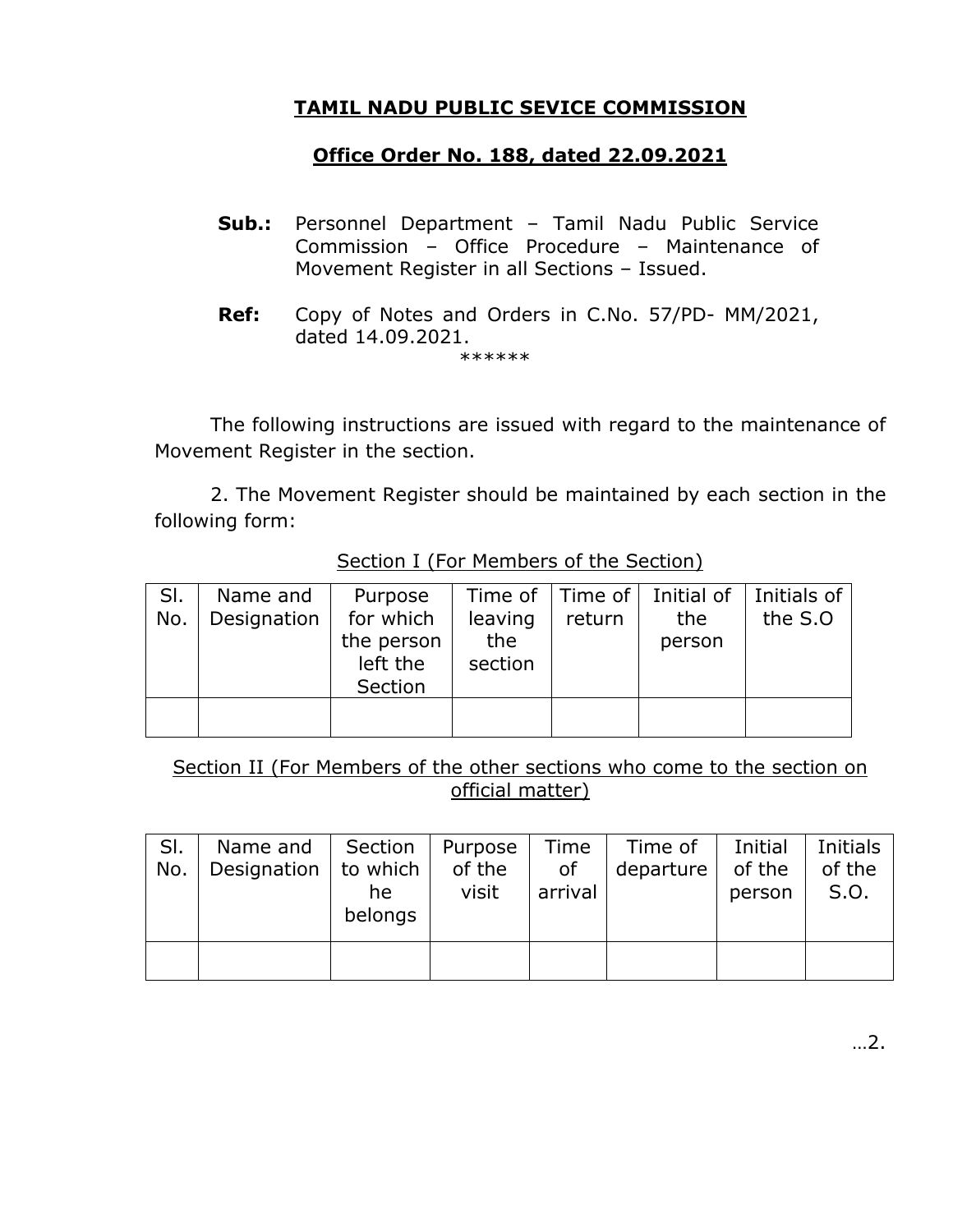# TAMIL NADU PUBLIC SEVICE COMMISSION

## Office Order No. 188, dated 22.09.2021

**Sub.:** Personnel Department – Tamil Nadu Public Service Commission – Office Procedure – Maintenance of Movement Register in all Sections – Issued.

**Ref:** Copy of Notes and Orders in C.No. 57/PD- MM/2021, dated 14.09.2021.

******

The following instructions are issued with regard to the maintenance of Movement Register in the section.

2. The Movement Register should be maintained by each section in the following form:

Section I (For Members of the Section)

| Sl. No. | Name and Designation | Purpose for which the person left the Section | Time of leaving the section | Time of return | Initial of the person | Initials of the S.O |
|---|---|---|---|---|---|---|
| | | | | | | |

Section II (For Members of the other sections who come to the section on official matter)

| Sl. No. | Name and Designation | Section to which he belongs | Purpose of the visit | Time of arrival | Time of departure | Initial of the person | Initials of the S.O. |
|---|---|---|---|---|---|---|---|
| | | | | | | | |

…2.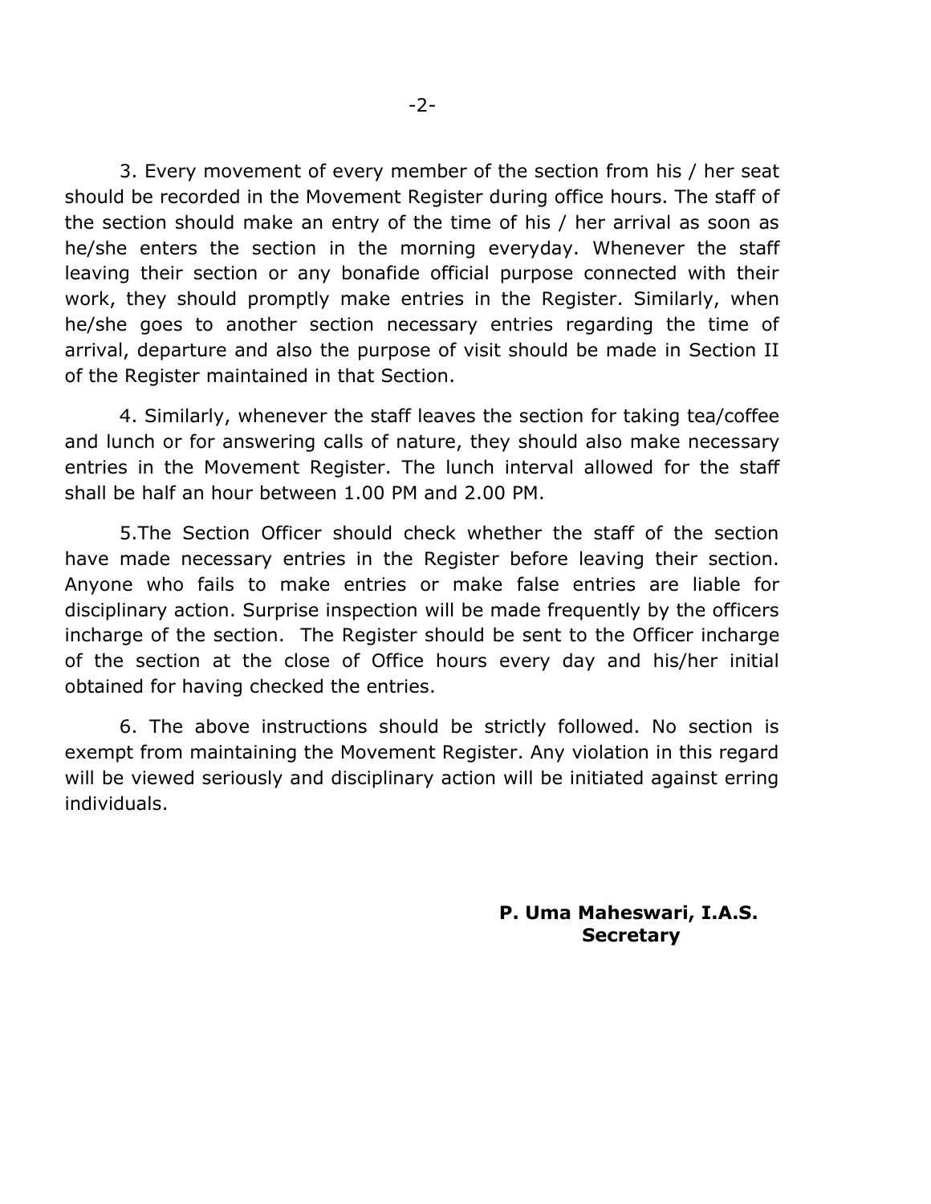3. Every movement of every member of the section from his / her seat should be recorded in the Movement Register during office hours. The staff of the section should make an entry of the time of his / her arrival as soon as he/she enters the section in the morning everyday. Whenever the staff leaving their section or any bonafide official purpose connected with their work, they should promptly make entries in the Register. Similarly, when he/she goes to another section necessary entries regarding the time of arrival, departure and also the purpose of visit should be made in Section II of the Register maintained in that Section.

4. Similarly, whenever the staff leaves the section for taking tea/coffee and lunch or for answering calls of nature, they should also make necessary entries in the Movement Register. The lunch interval allowed for the staff shall be half an hour between 1.00 PM and 2.00 PM.

5.The Section Officer should check whether the staff of the section have made necessary entries in the Register before leaving their section. Anyone who fails to make entries or make false entries are liable for disciplinary action. Surprise inspection will be made frequently by the officers incharge of the section. The Register should be sent to the Officer incharge of the section at the close of Office hours every day and his/her initial obtained for having checked the entries.

6. The above instructions should be strictly followed. No section is exempt from maintaining the Movement Register. Any violation in this regard will be viewed seriously and disciplinary action will be initiated against erring individuals.

**P. Uma Maheswari, I.A.S.**
**Secretary**